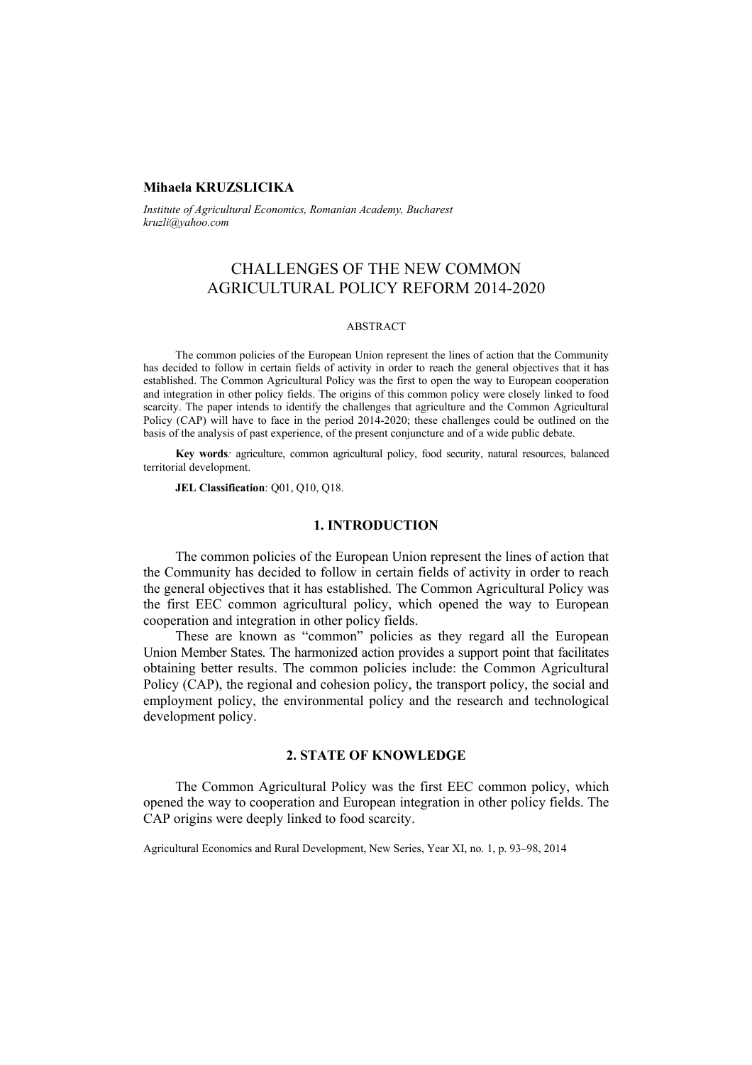**Mihaela KRUZSLICIKA**

*Institute of Agricultural Economics, Romanian Academy, Bucharest*
*kruzli@yahoo.com*

# CHALLENGES OF THE NEW COMMON AGRICULTURAL POLICY REFORM 2014-2020

ABSTRACT

The common policies of the European Union represent the lines of action that the Community has decided to follow in certain fields of activity in order to reach the general objectives that it has established. The Common Agricultural Policy was the first to open the way to European cooperation and integration in other policy fields. The origins of this common policy were closely linked to food scarcity. The paper intends to identify the challenges that agriculture and the Common Agricultural Policy (CAP) will have to face in the period 2014-2020; these challenges could be outlined on the basis of the analysis of past experience, of the present conjuncture and of a wide public debate.

**Key words***:* agriculture, common agricultural policy, food security, natural resources, balanced territorial development.

**JEL Classification**: Q01, Q10, Q18.

## 1. INTRODUCTION

The common policies of the European Union represent the lines of action that the Community has decided to follow in certain fields of activity in order to reach the general objectives that it has established. The Common Agricultural Policy was the first EEC common agricultural policy, which opened the way to European cooperation and integration in other policy fields.

These are known as "common" policies as they regard all the European Union Member States. The harmonized action provides a support point that facilitates obtaining better results. The common policies include: the Common Agricultural Policy (CAP), the regional and cohesion policy, the transport policy, the social and employment policy, the environmental policy and the research and technological development policy.

## 2. STATE OF KNOWLEDGE

The Common Agricultural Policy was the first EEC common policy, which opened the way to cooperation and European integration in other policy fields. The CAP origins were deeply linked to food scarcity.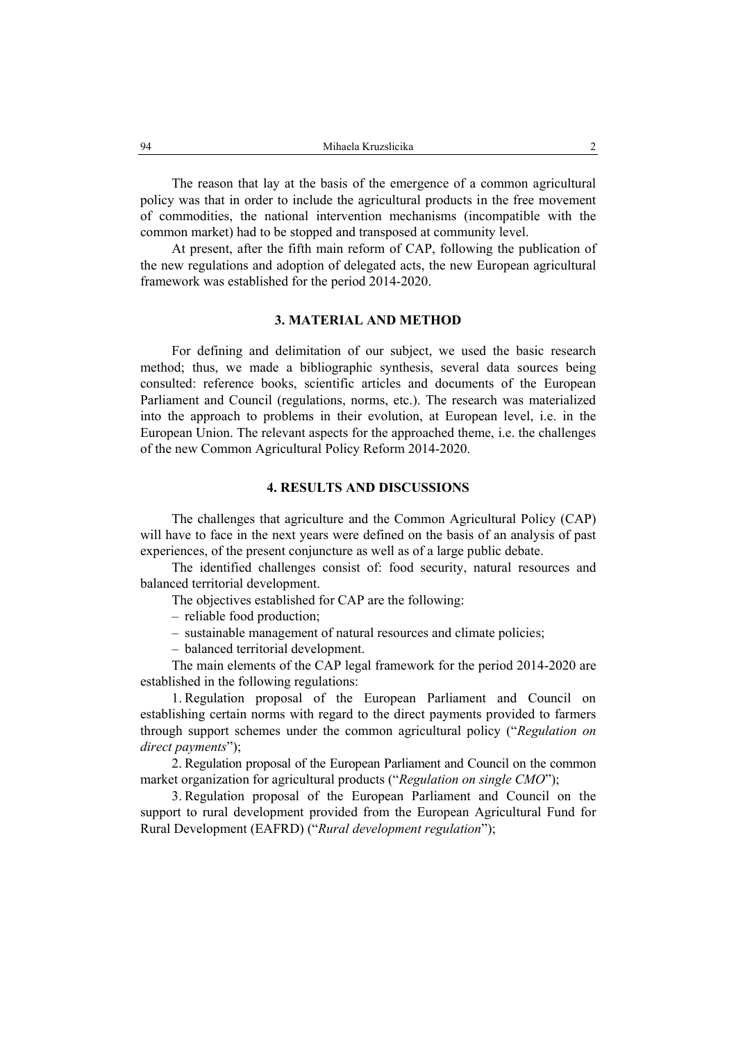The reason that lay at the basis of the emergence of a common agricultural policy was that in order to include the agricultural products in the free movement of commodities, the national intervention mechanisms (incompatible with the common market) had to be stopped and transposed at community level.

At present, after the fifth main reform of CAP, following the publication of the new regulations and adoption of delegated acts, the new European agricultural framework was established for the period 2014-2020.

## 3. MATERIAL AND METHOD

For defining and delimitation of our subject, we used the basic research method; thus, we made a bibliographic synthesis, several data sources being consulted: reference books, scientific articles and documents of the European Parliament and Council (regulations, norms, etc.). The research was materialized into the approach to problems in their evolution, at European level, i.e. in the European Union. The relevant aspects for the approached theme, i.e. the challenges of the new Common Agricultural Policy Reform 2014-2020.

## 4. RESULTS AND DISCUSSIONS

The challenges that agriculture and the Common Agricultural Policy (CAP) will have to face in the next years were defined on the basis of an analysis of past experiences, of the present conjuncture as well as of a large public debate.

The identified challenges consist of: food security, natural resources and balanced territorial development.

The objectives established for CAP are the following:

- reliable food production;
- sustainable management of natural resources and climate policies;
- balanced territorial development.

The main elements of the CAP legal framework for the period 2014-2020 are established in the following regulations:

1. Regulation proposal of the European Parliament and Council on establishing certain norms with regard to the direct payments provided to farmers through support schemes under the common agricultural policy ("*Regulation on direct payments*");
2. Regulation proposal of the European Parliament and Council on the common market organization for agricultural products ("*Regulation on single CMO*");
3. Regulation proposal of the European Parliament and Council on the support to rural development provided from the European Agricultural Fund for Rural Development (EAFRD) ("*Rural development regulation*");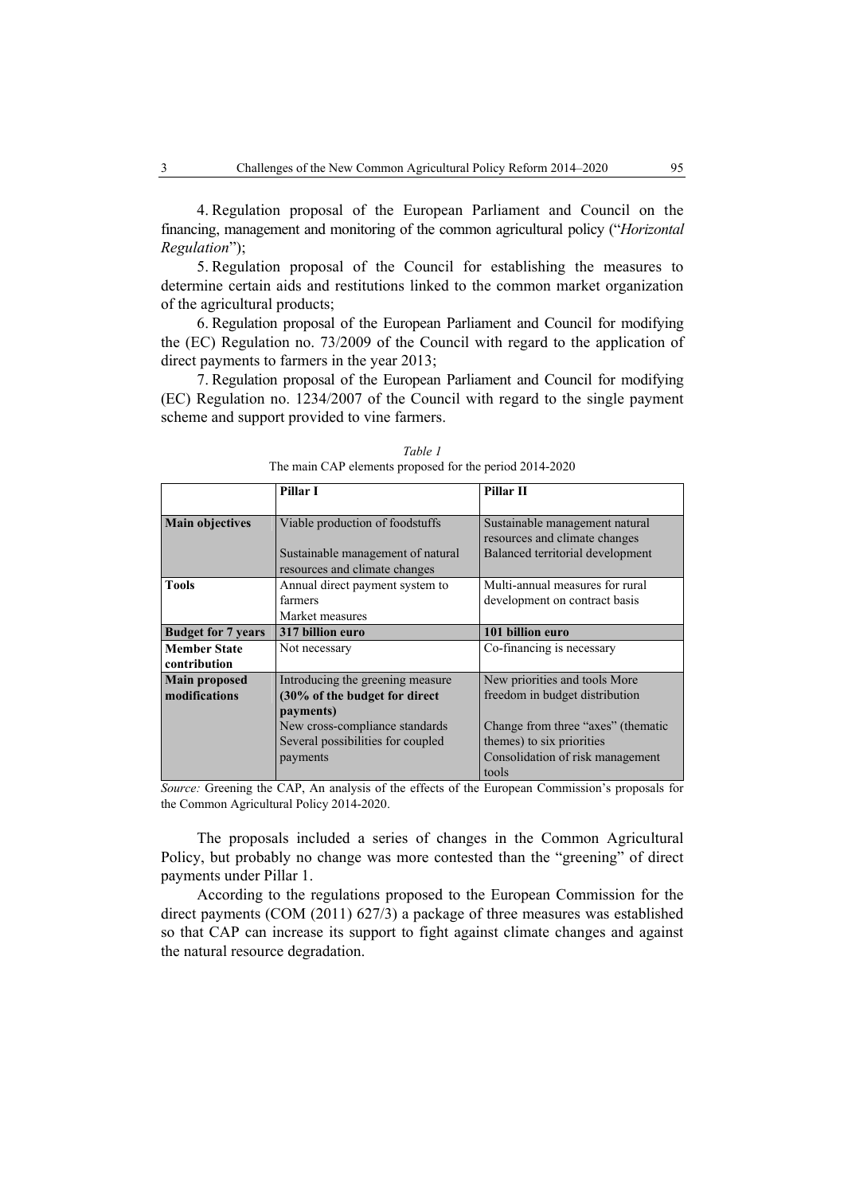4. Regulation proposal of the European Parliament and Council on the financing, management and monitoring of the common agricultural policy ("*Horizontal Regulation*");

5. Regulation proposal of the Council for establishing the measures to determine certain aids and restitutions linked to the common market organization of the agricultural products;

6. Regulation proposal of the European Parliament and Council for modifying the (EC) Regulation no. 73/2009 of the Council with regard to the application of direct payments to farmers in the year 2013;

7. Regulation proposal of the European Parliament and Council for modifying (EC) Regulation no. 1234/2007 of the Council with regard to the single payment scheme and support provided to vine farmers.

*Table 1*
The main CAP elements proposed for the period 2014-2020

| | **Pillar I** | **Pillar II** |
|---|---|---|
| **Main objectives** | Viable production of foodstuffs<br><br>Sustainable management of natural resources and climate changes | Sustainable management natural resources and climate changes<br>Balanced territorial development |
| **Tools** | Annual direct payment system to farmers<br>Market measures | Multi-annual measures for rural development on contract basis |
| **Budget for 7 years** | **317 billion euro** | **101 billion euro** |
| **Member State contribution** | Not necessary | Co-financing is necessary |
| **Main proposed modifications** | Introducing the greening measure **(30% of the budget for direct payments)**<br>New cross-compliance standards<br>Several possibilities for coupled payments | New priorities and tools More freedom in budget distribution<br><br>Change from three "axes" (thematic themes) to six priorities<br>Consolidation of risk management tools |

*Source:* Greening the CAP, An analysis of the effects of the European Commission's proposals for the Common Agricultural Policy 2014-2020.

The proposals included a series of changes in the Common Agricultural Policy, but probably no change was more contested than the "greening" of direct payments under Pillar 1.

According to the regulations proposed to the European Commission for the direct payments (COM (2011) 627/3) a package of three measures was established so that CAP can increase its support to fight against climate changes and against the natural resource degradation.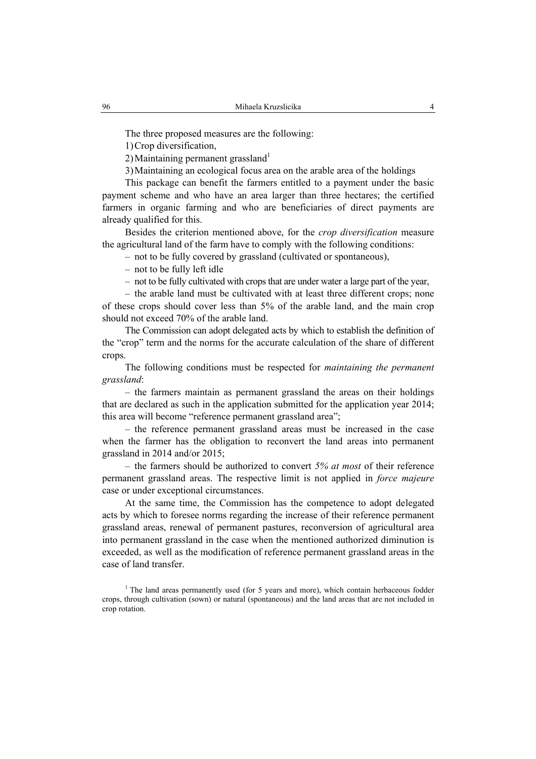The three proposed measures are the following:

1) Crop diversification,

2) Maintaining permanent grassland[1]

3) Maintaining an ecological focus area on the arable area of the holdings

This package can benefit the farmers entitled to a payment under the basic payment scheme and who have an area larger than three hectares; the certified farmers in organic farming and who are beneficiaries of direct payments are already qualified for this.

Besides the criterion mentioned above, for the *crop diversification* measure the agricultural land of the farm have to comply with the following conditions:

– not to be fully covered by grassland (cultivated or spontaneous),

– not to be fully left idle

– not to be fully cultivated with crops that are under water a large part of the year,

– the arable land must be cultivated with at least three different crops; none of these crops should cover less than 5% of the arable land, and the main crop should not exceed 70% of the arable land.

The Commission can adopt delegated acts by which to establish the definition of the "crop" term and the norms for the accurate calculation of the share of different crops.

The following conditions must be respected for *maintaining the permanent grassland*:

– the farmers maintain as permanent grassland the areas on their holdings that are declared as such in the application submitted for the application year 2014; this area will become "reference permanent grassland area";

– the reference permanent grassland areas must be increased in the case when the farmer has the obligation to reconvert the land areas into permanent grassland in 2014 and/or 2015;

– the farmers should be authorized to convert *5% at most* of their reference permanent grassland areas. The respective limit is not applied in *force majeure* case or under exceptional circumstances.

At the same time, the Commission has the competence to adopt delegated acts by which to foresee norms regarding the increase of their reference permanent grassland areas, renewal of permanent pastures, reconversion of agricultural area into permanent grassland in the case when the mentioned authorized diminution is exceeded, as well as the modification of reference permanent grassland areas in the case of land transfer.

[1] The land areas permanently used (for 5 years and more), which contain herbaceous fodder crops, through cultivation (sown) or natural (spontaneous) and the land areas that are not included in crop rotation.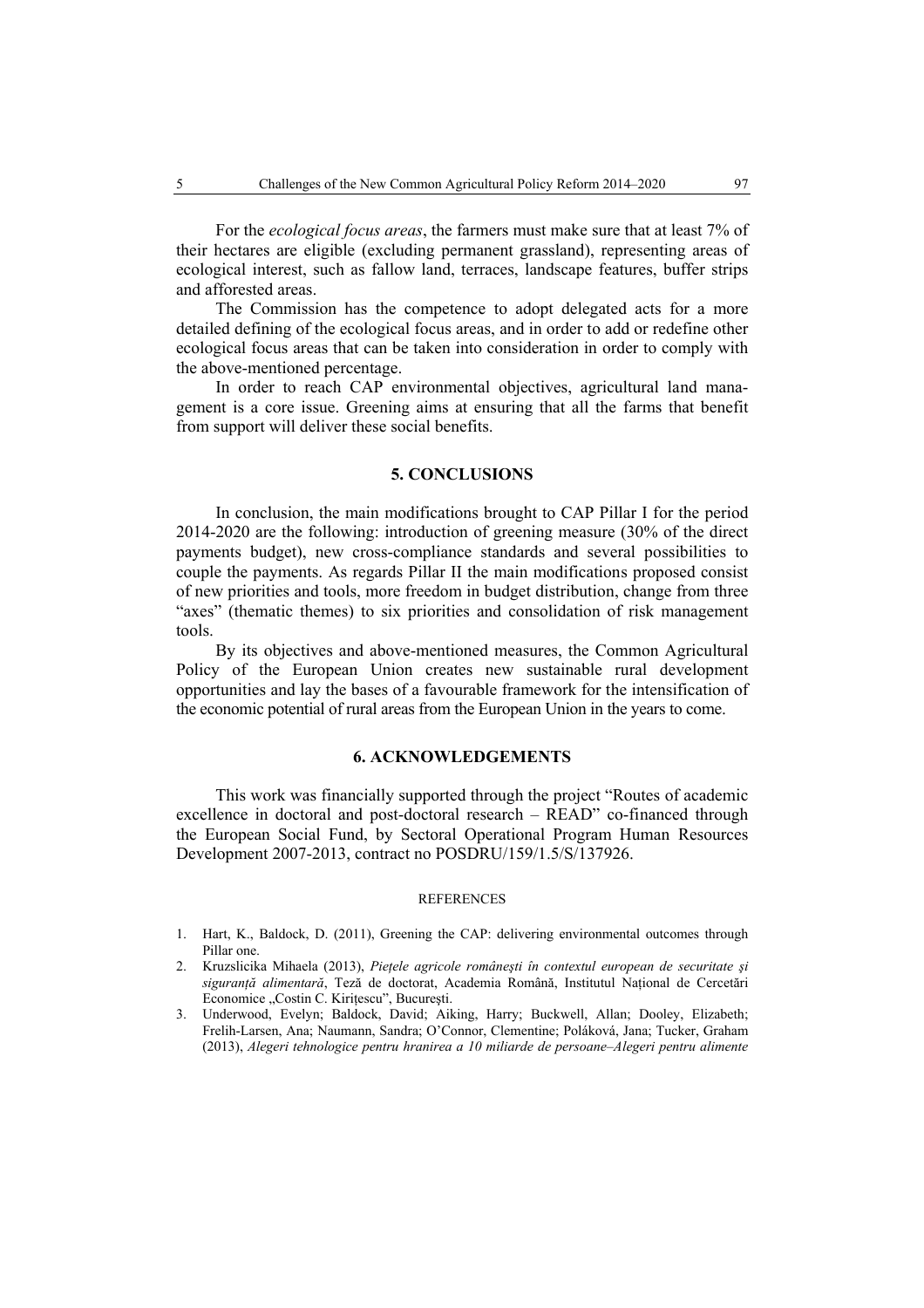For the *ecological focus areas*, the farmers must make sure that at least 7% of their hectares are eligible (excluding permanent grassland), representing areas of ecological interest, such as fallow land, terraces, landscape features, buffer strips and afforested areas.

The Commission has the competence to adopt delegated acts for a more detailed defining of the ecological focus areas, and in order to add or redefine other ecological focus areas that can be taken into consideration in order to comply with the above-mentioned percentage.

In order to reach CAP environmental objectives, agricultural land management is a core issue. Greening aims at ensuring that all the farms that benefit from support will deliver these social benefits.

## 5. CONCLUSIONS

In conclusion, the main modifications brought to CAP Pillar I for the period 2014-2020 are the following: introduction of greening measure (30% of the direct payments budget), new cross-compliance standards and several possibilities to couple the payments. As regards Pillar II the main modifications proposed consist of new priorities and tools, more freedom in budget distribution, change from three "axes" (thematic themes) to six priorities and consolidation of risk management tools.

By its objectives and above-mentioned measures, the Common Agricultural Policy of the European Union creates new sustainable rural development opportunities and lay the bases of a favourable framework for the intensification of the economic potential of rural areas from the European Union in the years to come.

## 6. ACKNOWLEDGEMENTS

This work was financially supported through the project "Routes of academic excellence in doctoral and post-doctoral research – READ" co-financed through the European Social Fund, by Sectoral Operational Program Human Resources Development 2007-2013, contract no POSDRU/159/1.5/S/137926.

### REFERENCES

1. Hart, K., Baldock, D. (2011), Greening the CAP: delivering environmental outcomes through Pillar one.
2. Kruzslicika Mihaela (2013), *Piețele agricole românești în contextul european de securitate şi siguranță alimentară*, Teză de doctorat, Academia Română, Institutul Național de Cercetări Economice „Costin C. Kirițescu", București.
3. Underwood, Evelyn; Baldock, David; Aiking, Harry; Buckwell, Allan; Dooley, Elizabeth; Frelih-Larsen, Ana; Naumann, Sandra; O'Connor, Clementine; Poláková, Jana; Tucker, Graham (2013), *Alegeri tehnologice pentru hranirea a 10 miliarde de persoane–Alegeri pentru alimente*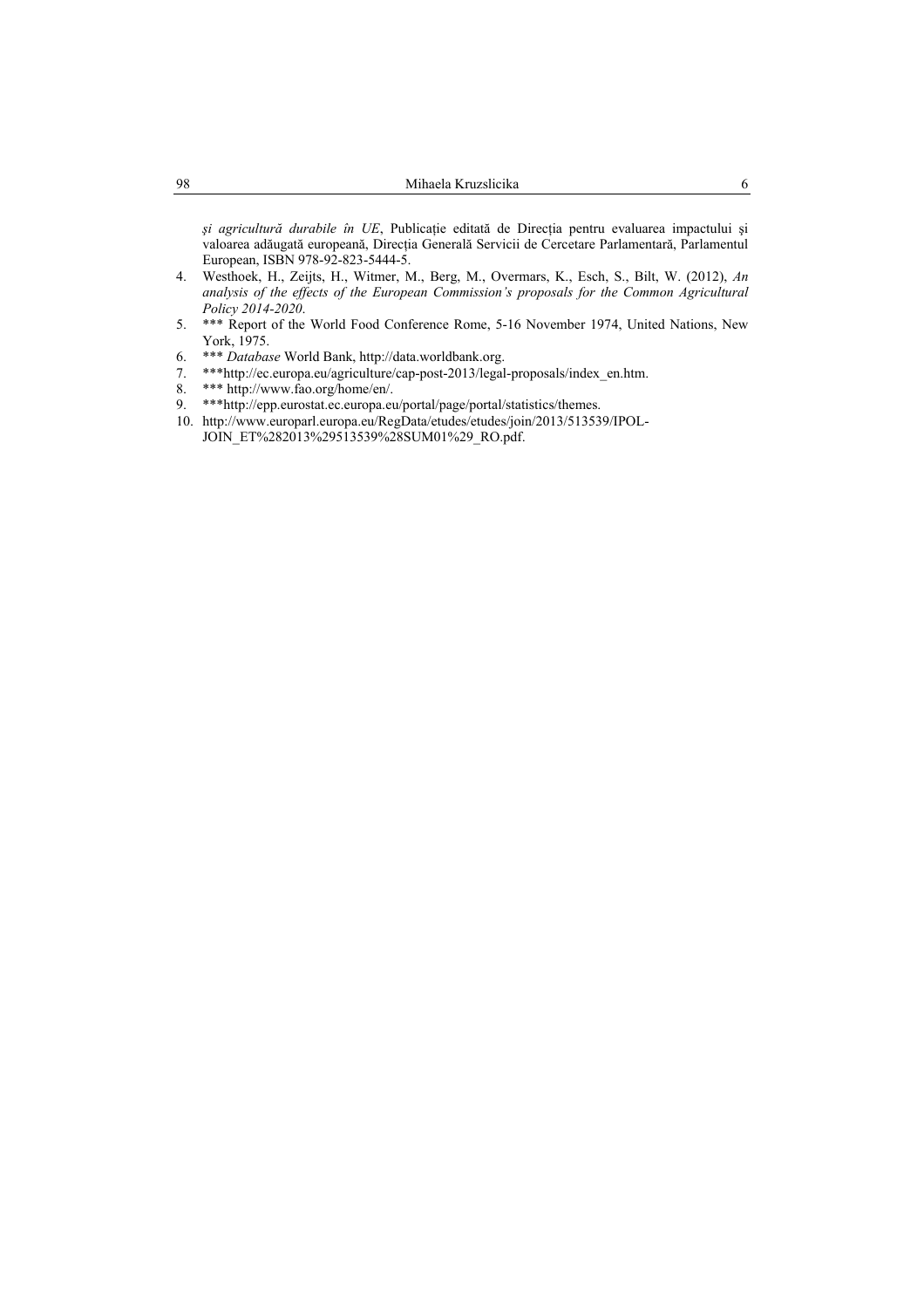*şi agricultură durabile în UE*, Publicaţie editată de Direcţia pentru evaluarea impactului şi valoarea adăugată europeană, Direcţia Generală Servicii de Cercetare Parlamentară, Parlamentul European, ISBN 978-92-823-5444-5.

4. Westhoek, H., Zeijts, H., Witmer, M., Berg, M., Overmars, K., Esch, S., Bilt, W. (2012), *An analysis of the effects of the European Commission's proposals for the Common Agricultural Policy 2014-2020*.
5. *** Report of the World Food Conference Rome, 5-16 November 1974, United Nations, New York, 1975.
6. *** *Database* World Bank, http://data.worldbank.org.
7. ***http://ec.europa.eu/agriculture/cap-post-2013/legal-proposals/index_en.htm.
8. *** http://www.fao.org/home/en/.
9. ***http://epp.eurostat.ec.europa.eu/portal/page/portal/statistics/themes.
10. http://www.europarl.europa.eu/RegData/etudes/etudes/join/2013/513539/IPOL-JOIN_ET%282013%29513539%28SUM01%29_RO.pdf.